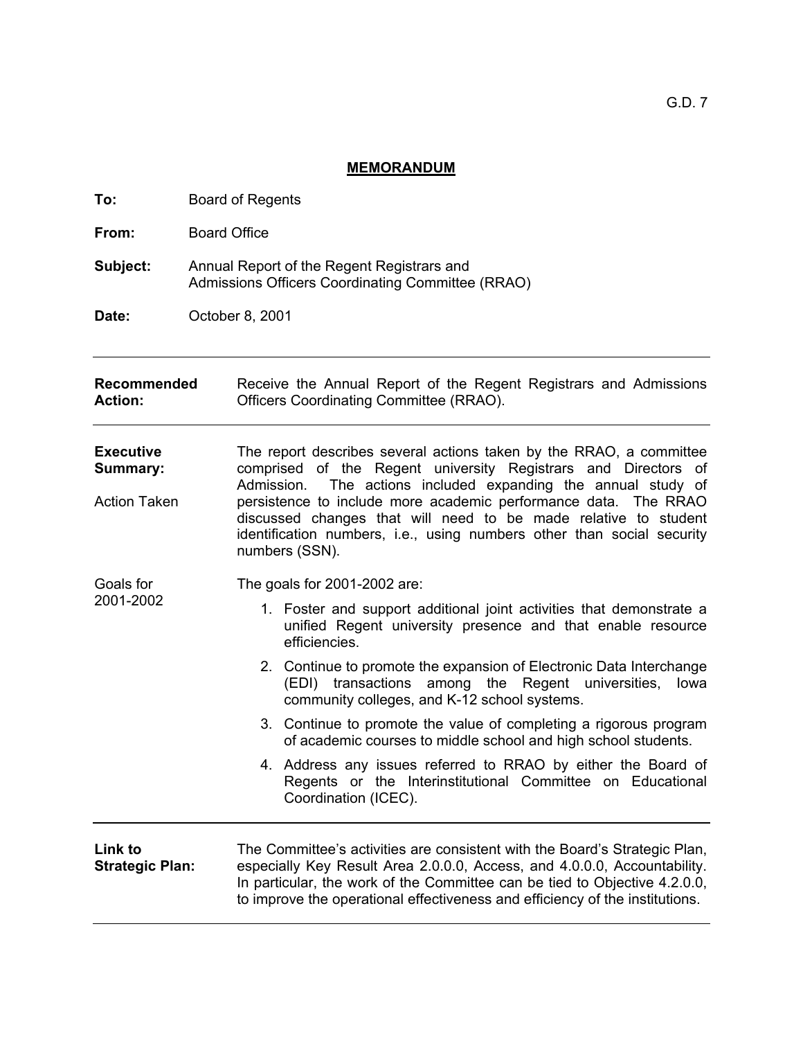G.D. 7

# MEMORANDUM

**To:** Board of Regents

**From:** Board Office

**Subject:** Annual Report of the Regent Registrars and Admissions Officers Coordinating Committee (RRAO)

**Date:** October 8, 2001

---

**Recommended Action:** Receive the Annual Report of the Regent Registrars and Admissions Officers Coordinating Committee (RRAO).

---

**Executive Summary:**

Action Taken

The report describes several actions taken by the RRAO, a committee comprised of the Regent university Registrars and Directors of Admission. The actions included expanding the annual study of persistence to include more academic performance data. The RRAO discussed changes that will need to be made relative to student identification numbers, i.e., using numbers other than social security numbers (SSN).

Goals for 2001-2002

The goals for 2001-2002 are:

1. Foster and support additional joint activities that demonstrate a unified Regent university presence and that enable resource efficiencies.
2. Continue to promote the expansion of Electronic Data Interchange (EDI) transactions among the Regent universities, Iowa community colleges, and K-12 school systems.
3. Continue to promote the value of completing a rigorous program of academic courses to middle school and high school students.
4. Address any issues referred to RRAO by either the Board of Regents or the Interinstitutional Committee on Educational Coordination (ICEC).

---

**Link to Strategic Plan:** The Committee's activities are consistent with the Board's Strategic Plan, especially Key Result Area 2.0.0.0, Access, and 4.0.0.0, Accountability. In particular, the work of the Committee can be tied to Objective 4.2.0.0, to improve the operational effectiveness and efficiency of the institutions.

---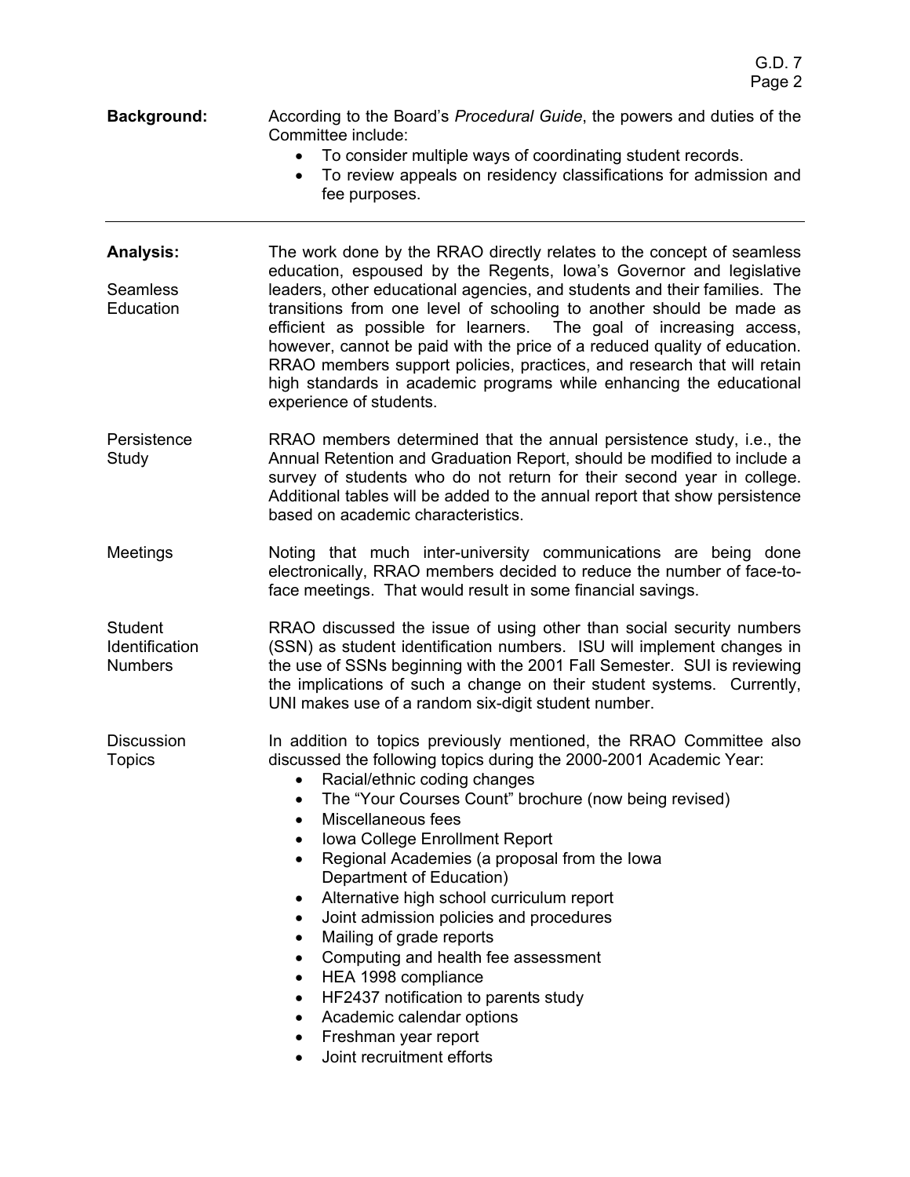**Background:** According to the Board's *Procedural Guide*, the powers and duties of the Committee include:

- To consider multiple ways of coordinating student records.
- To review appeals on residency classifications for admission and fee purposes.

---

**Analysis:**

**Seamless Education**

The work done by the RRAO directly relates to the concept of seamless education, espoused by the Regents, Iowa's Governor and legislative leaders, other educational agencies, and students and their families. The transitions from one level of schooling to another should be made as efficient as possible for learners. The goal of increasing access, however, cannot be paid with the price of a reduced quality of education. RRAO members support policies, practices, and research that will retain high standards in academic programs while enhancing the educational experience of students.

**Persistence Study**

RRAO members determined that the annual persistence study, i.e., the Annual Retention and Graduation Report, should be modified to include a survey of students who do not return for their second year in college. Additional tables will be added to the annual report that show persistence based on academic characteristics.

**Meetings**

Noting that much inter-university communications are being done electronically, RRAO members decided to reduce the number of face-to-face meetings. That would result in some financial savings.

**Student Identification Numbers**

RRAO discussed the issue of using other than social security numbers (SSN) as student identification numbers. ISU will implement changes in the use of SSNs beginning with the 2001 Fall Semester. SUI is reviewing the implications of such a change on their student systems. Currently, UNI makes use of a random six-digit student number.

**Discussion Topics**

In addition to topics previously mentioned, the RRAO Committee also discussed the following topics during the 2000-2001 Academic Year:

- Racial/ethnic coding changes
- The "Your Courses Count" brochure (now being revised)
- Miscellaneous fees
- Iowa College Enrollment Report
- Regional Academies (a proposal from the Iowa Department of Education)
- Alternative high school curriculum report
- Joint admission policies and procedures
- Mailing of grade reports
- Computing and health fee assessment
- HEA 1998 compliance
- HF2437 notification to parents study
- Academic calendar options
- Freshman year report
- Joint recruitment efforts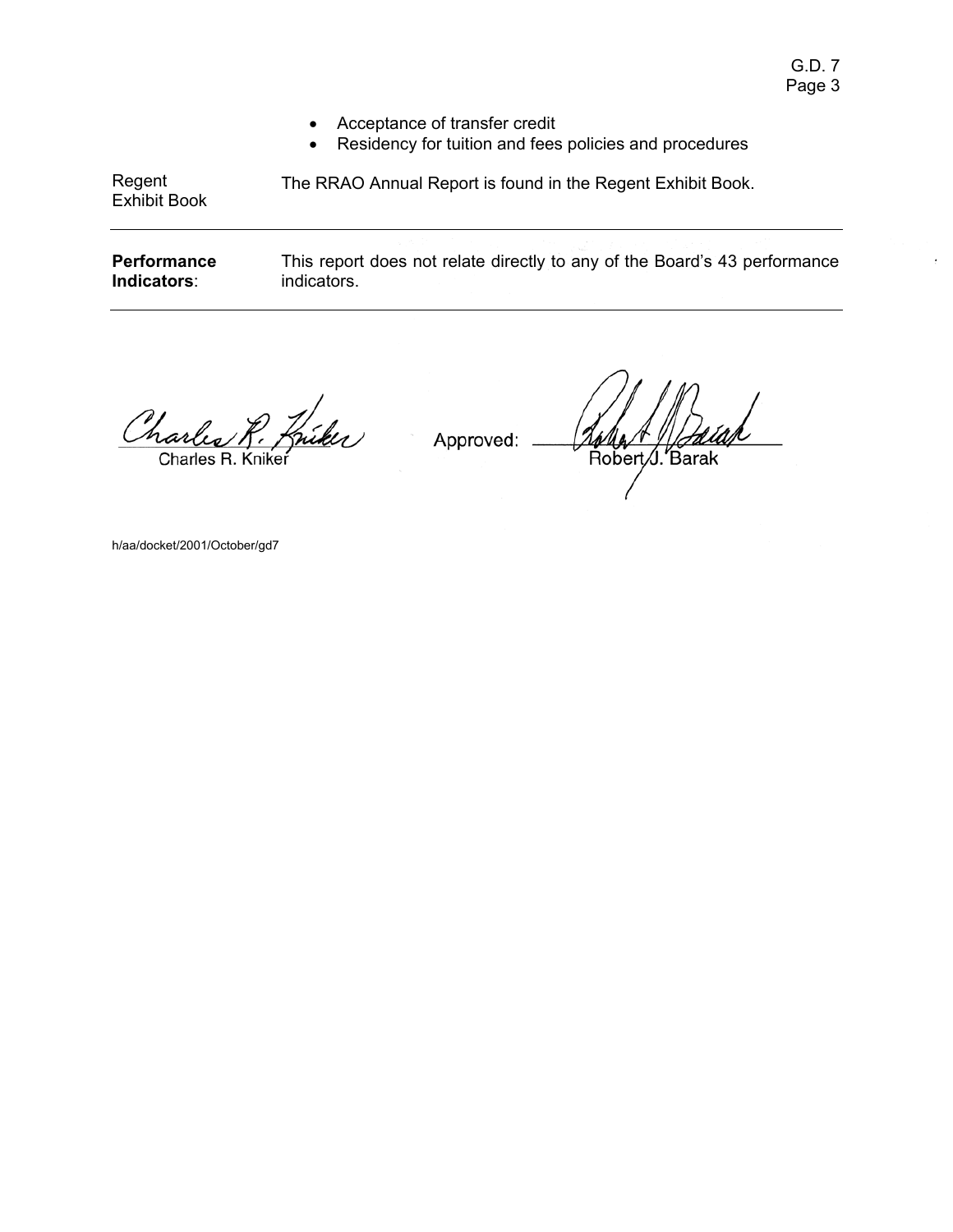- Acceptance of transfer credit
- Residency for tuition and fees policies and procedures

| | |
|---|---|
| Regent Exhibit Book | The RRAO Annual Report is found in the Regent Exhibit Book. |
| **Performance Indicators**: | This report does not relate directly to any of the Board's 43 performance indicators. |

Charles R. Kniker

Approved: Robert J. Barak

h/aa/docket/2001/October/gd7